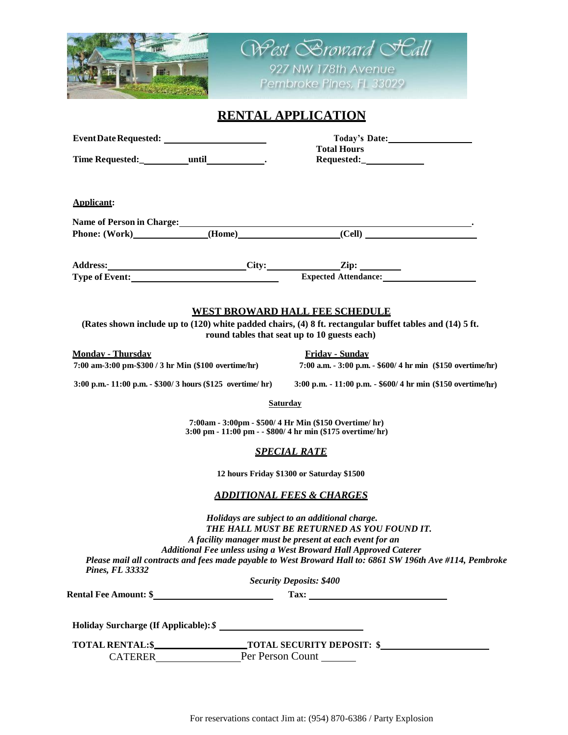West Broward Hall
927 NW 178th Avenue
Pembroke Pines, FL 33029

# RENTAL APPLICATION

**Event Date Requested:** ____________________ **Today's Date:** ________________

**Time Requested:** _________ **until** ___________. **Total Hours Requested:** ___________

**Applicant:**

**Name of Person in Charge:** ______________________________________________________.

**Phone: (Work)** ______________ **(Home)** ___________________ **(Cell)** _____________________

**Address:** ___________________________ **City:** ______________ **Zip:** ________

**Type of Event:** _____________________________ **Expected Attendance:** __________________

## WEST BROWARD HALL FEE SCHEDULE

**(Rates shown include up to (120) white padded chairs, (4) 8 ft. rectangular buffet tables and (14) 5 ft. round tables that seat up to 10 guests each)**

**Monday - Thursday**

**7:00 am-3:00 pm-$300 / 3 hr Min ($100 overtime/hr)**

**3:00 p.m.- 11:00 p.m. - $300/ 3 hours ($125 overtime/ hr)**

**Friday - Sunday**

**7:00 a.m. - 3:00 p.m. - $600/ 4 hr min ($150 overtime/hr)**

**3:00 p.m. - 11:00 p.m. - $600/ 4 hr min ($150 overtime/hr)**

**Saturday**

**7:00am - 3:00pm - $500/ 4 Hr Min ($150 Overtime/ hr)**
**3:00 pm - 11:00 pm - - $800/ 4 hr min ($175 overtime/ hr)**

### *SPECIAL RATE*

**12 hours Friday $1300 or Saturday $1500**

### *ADDITIONAL FEES & CHARGES*

***Holidays are subject to an additional charge.***
***THE HALL MUST BE RETURNED AS YOU FOUND IT.***
***A facility manager must be present at each event for an Additional Fee unless using a West Broward Hall Approved Caterer***
***Please mail all contracts and fees made payable to West Broward Hall to: 6861 SW 196th Ave #114, Pembroke Pines, FL 33332***

***Security Deposits: $400***

**Rental Fee Amount: $** ______________________ **Tax:** __________________________

**Holiday Surcharge (If Applicable):** ***$*** ___________________________

**TOTAL RENTAL:$** _________________ **TOTAL SECURITY DEPOSIT: $** ____________________

CATERER ______________ Per Person Count ______

For reservations contact Jim at: (954) 870-6386 / Party Explosion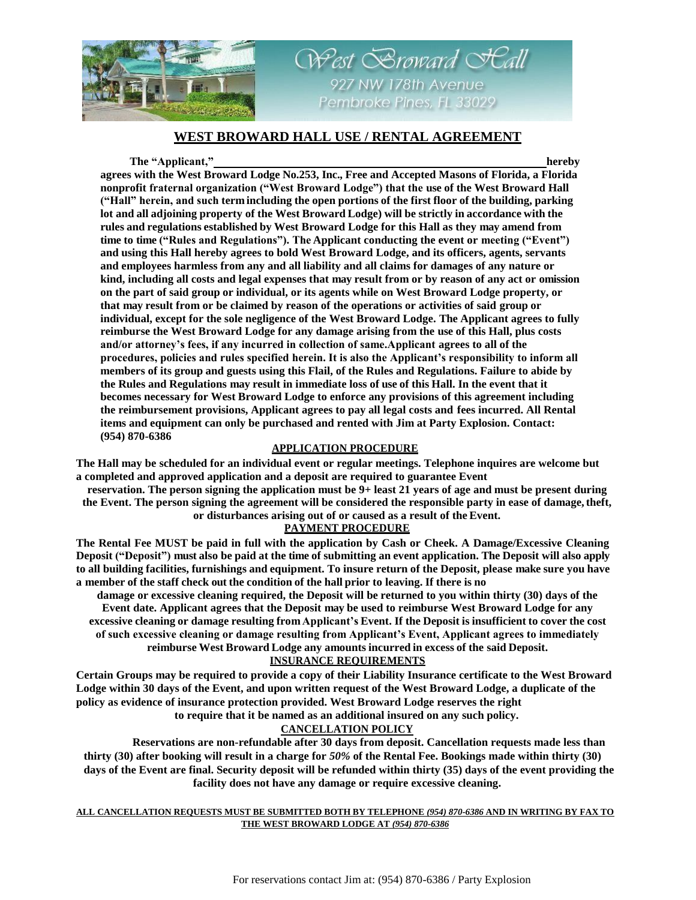West Broward Hall
927 NW 178th Avenue
Pembroke Pines, FL 33029

# WEST BROWARD HALL USE / RENTAL AGREEMENT

**The "Applicant," ____________________________________________ hereby agrees with the West Broward Lodge No.253, Inc., Free and Accepted Masons of Florida, a Florida nonprofit fraternal organization ("West Broward Lodge") that the use of the West Broward Hall ("Hall" herein, and such term including the open portions of the first floor of the building, parking lot and all adjoining property of the West Broward Lodge) will be strictly in accordance with the rules and regulations established by West Broward Lodge for this Hall as they may amend from time to time ("Rules and Regulations"). The Applicant conducting the event or meeting ("Event") and using this Hall hereby agrees to bold West Broward Lodge, and its officers, agents, servants and employees harmless from any and all liability and all claims for damages of any nature or kind, including all costs and legal expenses that may result from or by reason of any act or omission on the part of said group or individual, or its agents while on West Broward Lodge property, or that may result from or be claimed by reason of the operations or activities of said group or individual, except for the sole negligence of the West Broward Lodge. The Applicant agrees to fully reimburse the West Broward Lodge for any damage arising from the use of this Hall, plus costs and/or attorney's fees, if any incurred in collection of same.Applicant agrees to all of the procedures, policies and rules specified herein. It is also the Applicant's responsibility to inform all members of its group and guests using this Flail, of the Rules and Regulations. Failure to abide by the Rules and Regulations may result in immediate loss of use of this Hall. In the event that it becomes necessary for West Broward Lodge to enforce any provisions of this agreement including the reimbursement provisions, Applicant agrees to pay all legal costs and fees incurred. All Rental items and equipment can only be purchased and rented with Jim at Party Explosion. Contact: (954) 870-6386**

## APPLICATION PROCEDURE

**The Hall may be scheduled for an individual event or regular meetings. Telephone inquires are welcome but a completed and approved application and a deposit are required to guarantee Event reservation. The person signing the application must be 9+ least 21 years of age and must be present during the Event. The person signing the agreement will be considered the responsible party in ease of damage, theft, or disturbances arising out of or caused as a result of the Event.**

## PAYMENT PROCEDURE

**The Rental Fee MUST be paid in full with the application by Cash or Cheek. A Damage/Excessive Cleaning Deposit ("Deposit") must also be paid at the time of submitting an event application. The Deposit will also apply to all building facilities, furnishings and equipment. To insure return of the Deposit, please make sure you have a member of the staff check out the condition of the hall prior to leaving. If there is no damage or excessive cleaning required, the Deposit will be returned to you within thirty (30) days of the Event date. Applicant agrees that the Deposit may be used to reimburse West Broward Lodge for any excessive cleaning or damage resulting from Applicant's Event. If the Deposit is insufficient to cover the cost of such excessive cleaning or damage resulting from Applicant's Event, Applicant agrees to immediately reimburse West Broward Lodge any amounts incurred in excess of the said Deposit.**

## INSURANCE REQUIREMENTS

**Certain Groups may be required to provide a copy of their Liability Insurance certificate to the West Broward Lodge within 30 days of the Event, and upon written request of the West Broward Lodge, a duplicate of the policy as evidence of insurance protection provided. West Broward Lodge reserves the right to require that it be named as an additional insured on any such policy.**

## CANCELLATION POLICY

**Reservations are non-refundable after 30 days from deposit. Cancellation requests made less than thirty (30) after booking will result in a charge for *50%* of the Rental Fee. Bookings made within thirty (30) days of the Event are final. Security deposit will be refunded within thirty (35) days of the event providing the facility does not have any damage or require excessive cleaning.**

**ALL CANCELLATION REQUESTS MUST BE SUBMITTED BOTH BY TELEPHONE *(954) 870-6386* AND IN WRITING BY FAX TO THE WEST BROWARD LODGE AT *(954) 870-6386***

For reservations contact Jim at: (954) 870-6386 / Party Explosion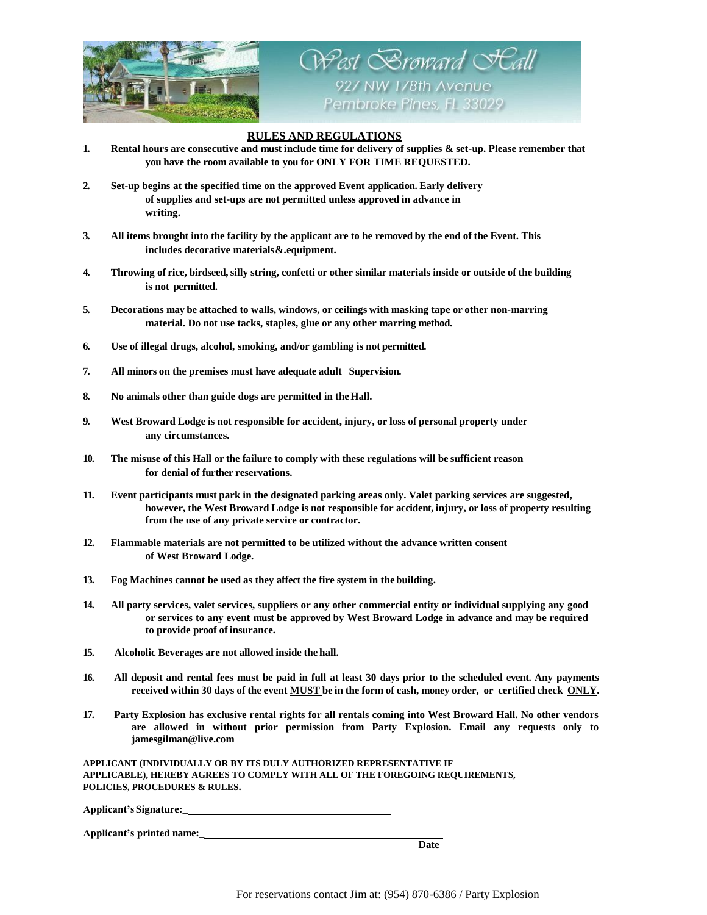# West Broward Hall

927 NW 178th Avenue
Pembroke Pines, FL 33029

## RULES AND REGULATIONS

1. **Rental hours are consecutive and must include time for delivery of supplies & set-up. Please remember that you have the room available to you for ONLY FOR TIME REQUESTED.**

2. **Set-up begins at the specified time on the approved Event application. Early delivery of supplies and set-ups are not permitted unless approved in advance in writing.**

3. **All items brought into the facility by the applicant are to he removed by the end of the Event. This includes decorative materials&.equipment.**

4. **Throwing of rice, birdseed, silly string, confetti or other similar materials inside or outside of the building is not permitted.**

5. **Decorations may be attached to walls, windows, or ceilings with masking tape or other non-marring material. Do not use tacks, staples, glue or any other marring method.**

6. **Use of illegal drugs, alcohol, smoking, and/or gambling is not permitted.**

7. **All minors on the premises must have adequate adult Supervision.**

8. **No animals other than guide dogs are permitted in the Hall.**

9. **West Broward Lodge is not responsible for accident, injury, or loss of personal property under any circumstances.**

10. **The misuse of this Hall or the failure to comply with these regulations will be sufficient reason for denial of further reservations.**

11. **Event participants must park in the designated parking areas only. Valet parking services are suggested, however, the West Broward Lodge is not responsible for accident, injury, or loss of property resulting from the use of any private service or contractor.**

12. **Flammable materials are not permitted to be utilized without the advance written consent of West Broward Lodge.**

13. **Fog Machines cannot be used as they affect the fire system in the building.**

14. **All party services, valet services, suppliers or any other commercial entity or individual supplying any good or services to any event must be approved by West Broward Lodge in advance and may be required to provide proof of insurance.**

15. **Alcoholic Beverages are not allowed inside the hall.**

16. **All deposit and rental fees must be paid in full at least 30 days prior to the scheduled event. Any payments received within 30 days of the event <u>MUST</u> be in the form of cash, money order, or certified check <u>ONLY</u>.**

17. **Party Explosion has exclusive rental rights for all rentals coming into West Broward Hall. No other vendors are allowed in without prior permission from Party Explosion. Email any requests only to jamesgilman@live.com**

**APPLICANT (INDIVIDUALLY OR BY ITS DULY AUTHORIZED REPRESENTATIVE IF APPLICABLE), HEREBY AGREES TO COMPLY WITH ALL OF THE FOREGOING REQUIREMENTS, POLICIES, PROCEDURES & RULES.**

**Applicant's Signature:**_______________________________________

**Applicant's printed name:**_____________________________________________

**Date**

For reservations contact Jim at: (954) 870-6386 / Party Explosion